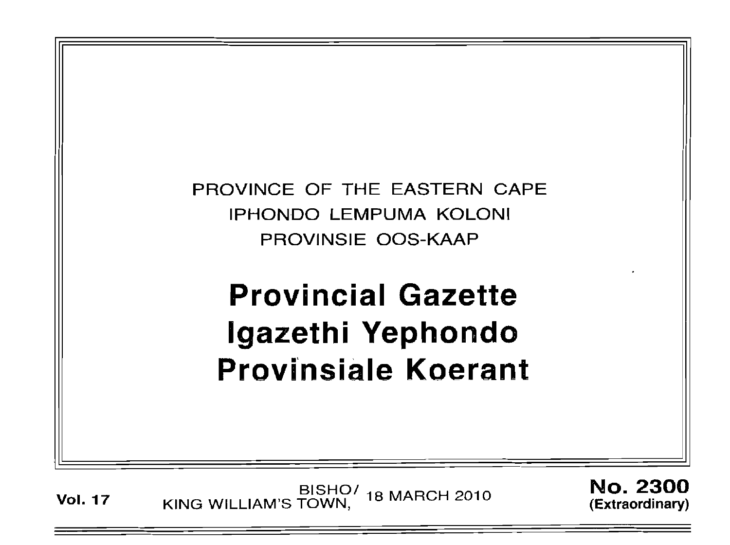PROVINCE OF THE EASTERN CAPE

IPHONDO LEMPUMA KOLONI

PROVINSIE OOS-KAAP

# Provincial Gazette

# Igazethi Yephondo

# Provinsiale Koerant

**Vol. 17** BISHO/ KING WILLIAM'S TOWN, 18 MARCH 2010 **No. 2300 (Extraordinary)**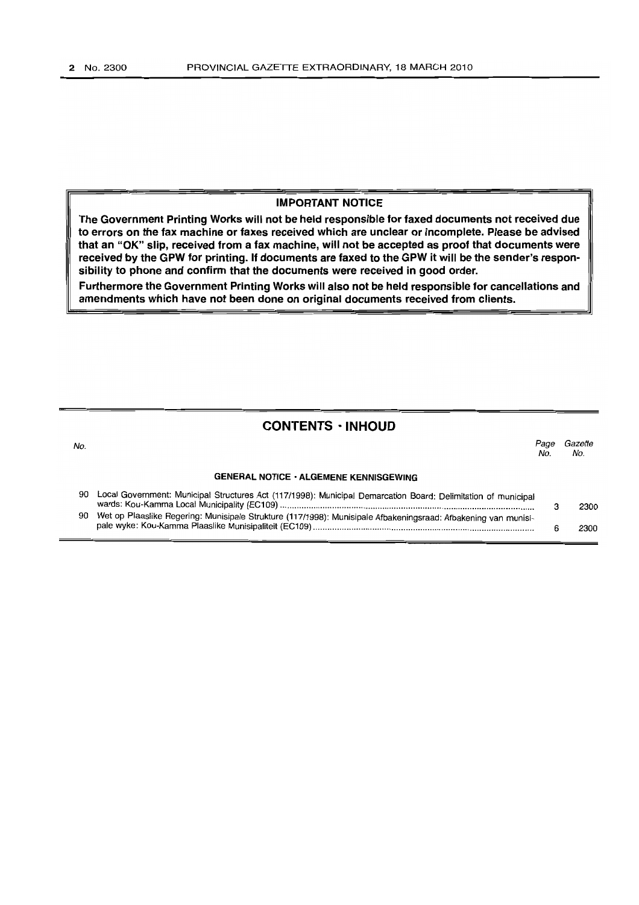**IMPORTANT NOTICE**

**The Government Printing Works will not be held responsible for faxed documents not received due to errors on the fax machine or faxes received which are unclear or incomplete. Please be advised that an "OK" slip, received from a fax machine, will not be accepted as proof that documents were received by the GPW for printing. If documents are faxed to the GPW it will be the sender's responsibility to phone and confirm that the documents were received in good order.**

**Furthermore the Government Printing Works will also not be held responsible for cancellations and amendments which have not been done on original documents received from clients.**

## CONTENTS · INHOUD

| No. | | Page No. | Gazette No. |
|---|---|---|---|
| | **GENERAL NOTICE · ALGEMENE KENNISGEWING** | | |
| 90 | Local Government: Municipal Structures Act (117/1998): Municipal Demarcation Board: Delimitation of municipal wards: Kou-Kamma Local Municipality (EC109) | 3 | 2300 |
| 90 | Wet op Plaaslike Regering: Munisipale Strukture (117/1998): Munisipale Afbakeningsraad: Afbakening van munisipale wyke: Kou-Kamma Plaaslike Munisipaliteit (EC109) | 6 | 2300 |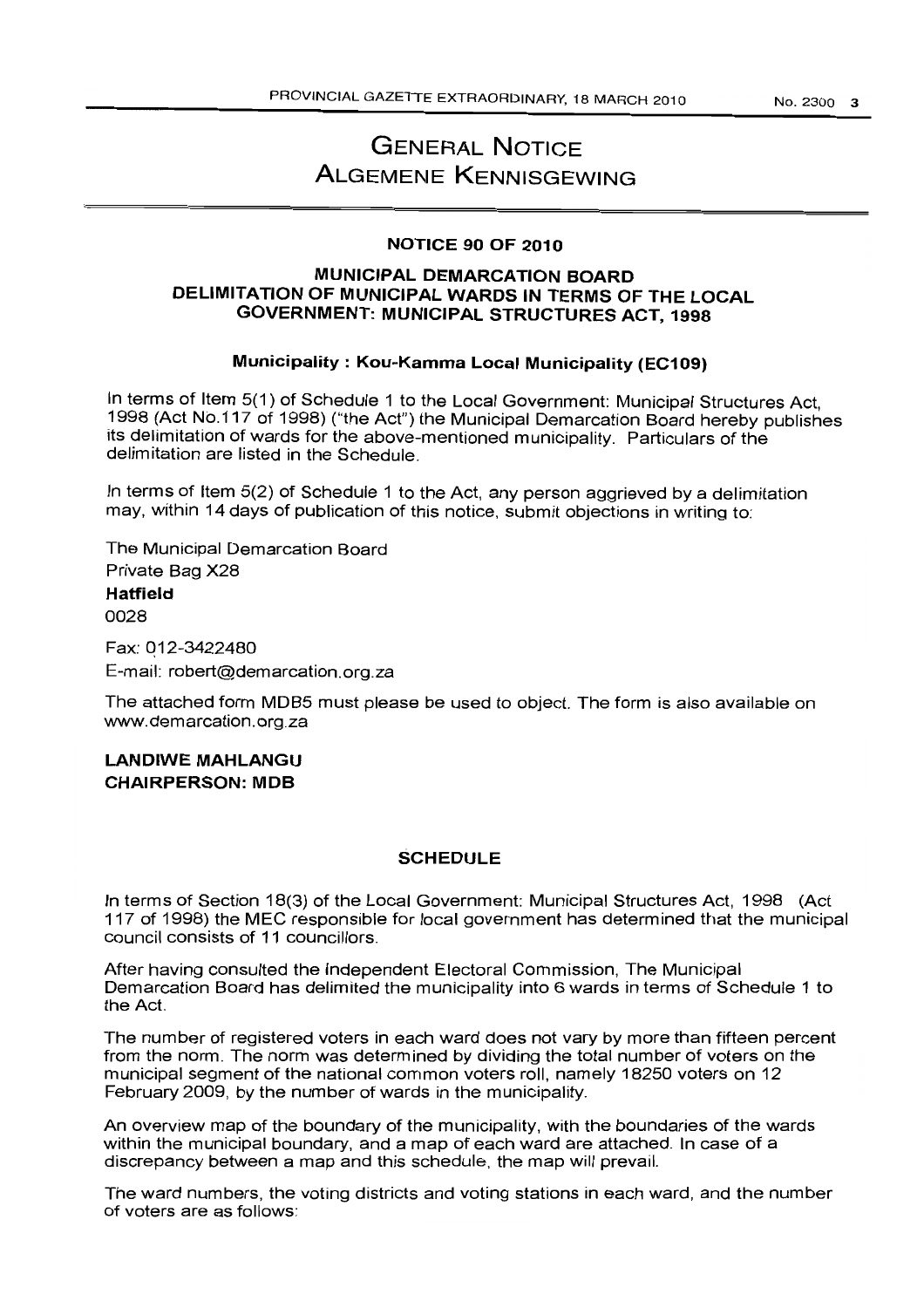# GENERAL NOTICE
# ALGEMENE KENNISGEWING

## NOTICE 90 OF 2010

## MUNICIPAL DEMARCATION BOARD
## DELIMITATION OF MUNICIPAL WARDS IN TERMS OF THE LOCAL GOVERNMENT: MUNICIPAL STRUCTURES ACT, 1998

### Municipality : Kou-Kamma Local Municipality (EC109)

In terms of Item 5(1) of Schedule 1 to the Local Government: Municipal Structures Act, 1998 (Act No.117 of 1998) ("the Act") the Municipal Demarcation Board hereby publishes its delimitation of wards for the above-mentioned municipality. Particulars of the delimitation are listed in the Schedule.

In terms of Item 5(2) of Schedule 1 to the Act, any person aggrieved by a delimitation may, within 14 days of publication of this notice, submit objections in writing to:

The Municipal Demarcation Board
Private Bag X28
**Hatfield**
0028

Fax: 012-3422480
E-mail: robert@demarcation.org.za

The attached form MDB5 must please be used to object. The form is also available on www.demarcation.org.za

**LANDIWE MAHLANGU**
**CHAIRPERSON: MDB**

### SCHEDULE

In terms of Section 18(3) of the Local Government: Municipal Structures Act, 1998 (Act 117 of 1998) the MEC responsible for local government has determined that the municipal council consists of 11 councillors.

After having consulted the Independent Electoral Commission, The Municipal Demarcation Board has delimited the municipality into 6 wards in terms of Schedule 1 to the Act.

The number of registered voters in each ward does not vary by more than fifteen percent from the norm. The norm was determined by dividing the total number of voters on the municipal segment of the national common voters roll, namely 18250 voters on 12 February 2009, by the number of wards in the municipality.

An overview map of the boundary of the municipality, with the boundaries of the wards within the municipal boundary, and a map of each ward are attached. In case of a discrepancy between a map and this schedule, the map will prevail.

The ward numbers, the voting districts and voting stations in each ward, and the number of voters are as follows: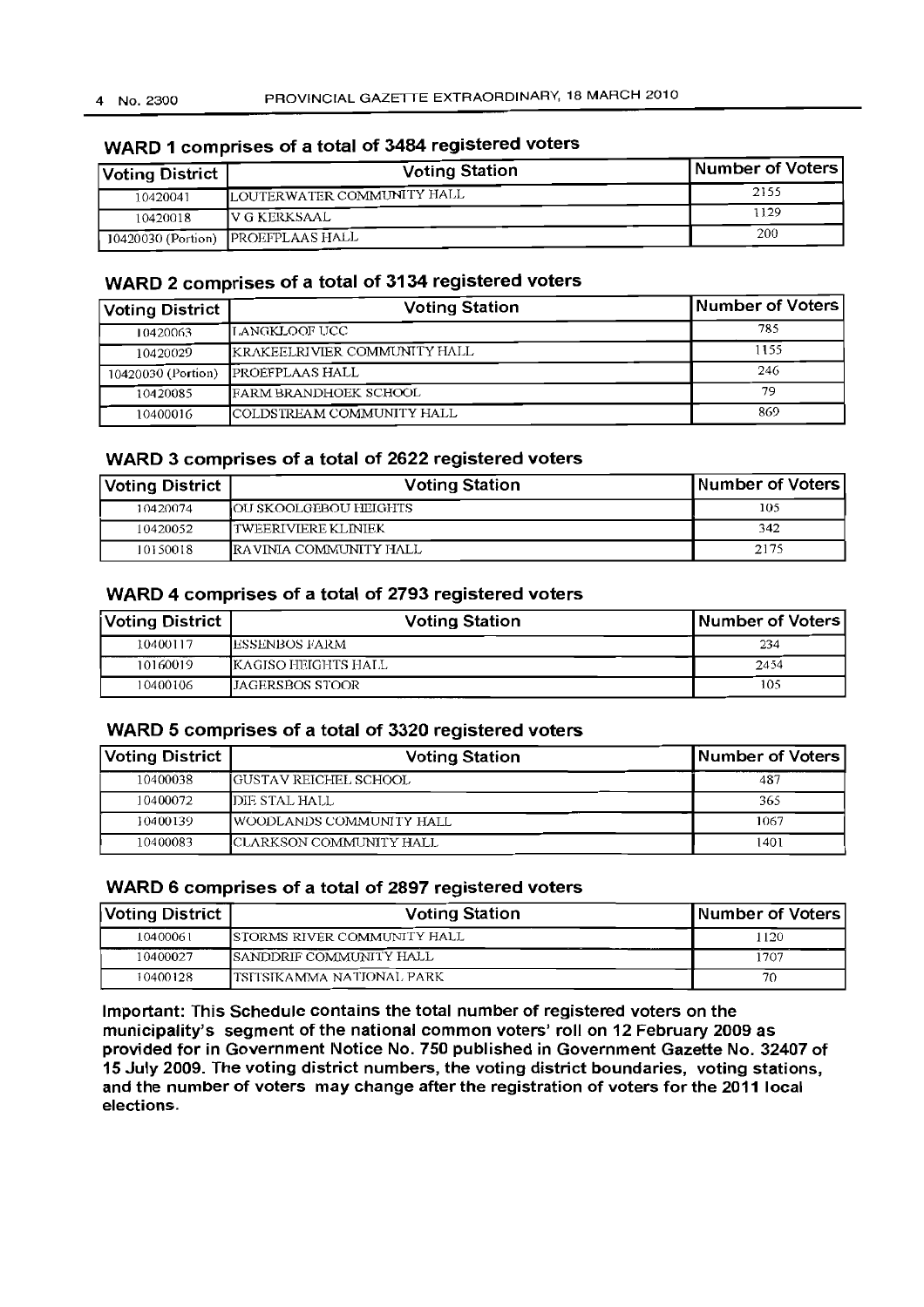## WARD 1 comprises of a total of 3484 registered voters

| Voting District | Voting Station | Number of Voters |
|---|---|---|
| 10420041 | LOUTERWATER COMMUNITY HALL | 2155 |
| 10420018 | V G KERKSAAL | 1129 |
| 10420030 (Portion) | PROEFPLAAS HALL | 200 |

## WARD 2 comprises of a total of 3134 registered voters

| Voting District | Voting Station | Number of Voters |
|---|---|---|
| 10420063 | LANGKLOOF UCC | 785 |
| 10420029 | KRAKEELRIVIER COMMUNITY HALL | 1155 |
| 10420030 (Portion) | PROEFPLAAS HALL | 246 |
| 10420085 | FARM BRANDHOEK SCHOOL | 79 |
| 10400016 | COLDSTREAM COMMUNITY HALL | 869 |

## WARD 3 comprises of a total of 2622 registered voters

| Voting District | Voting Station | Number of Voters |
|---|---|---|
| 10420074 | OU SKOOLGEBOU HEIGHTS | 105 |
| 10420052 | TWEERIVIERE KLINIEK | 342 |
| 10150018 | RAVINIA COMMUNITY HALL | 2175 |

## WARD 4 comprises of a total of 2793 registered voters

| Voting District | Voting Station | Number of Voters |
|---|---|---|
| 10400117 | ESSENBOS FARM | 234 |
| 10160019 | KAGISO HEIGHTS HALL | 2454 |
| 10400106 | JAGERSBOS STOOR | 105 |

## WARD 5 comprises of a total of 3320 registered voters

| Voting District | Voting Station | Number of Voters |
|---|---|---|
| 10400038 | GUSTAV REICHEL SCHOOL | 487 |
| 10400072 | DIE STAL HALL | 365 |
| 10400139 | WOODLANDS COMMUNITY HALL | 1067 |
| 10400083 | CLARKSON COMMUNITY HALL | 1401 |

## WARD 6 comprises of a total of 2897 registered voters

| Voting District | Voting Station | Number of Voters |
|---|---|---|
| 10400061 | STORMS RIVER COMMUNITY HALL | 1120 |
| 10400027 | SANDDRIF COMMUNITY HALL | 1707 |
| 10400128 | TSITSIKAMMA NATIONAL PARK | 70 |

**Important: This Schedule contains the total number of registered voters on the municipality's segment of the national common voters' roll on 12 February 2009 as provided for in Government Notice No. 750 published in Government Gazette No. 32407 of 15 July 2009. The voting district numbers, the voting district boundaries, voting stations, and the number of voters may change after the registration of voters for the 2011 local elections.**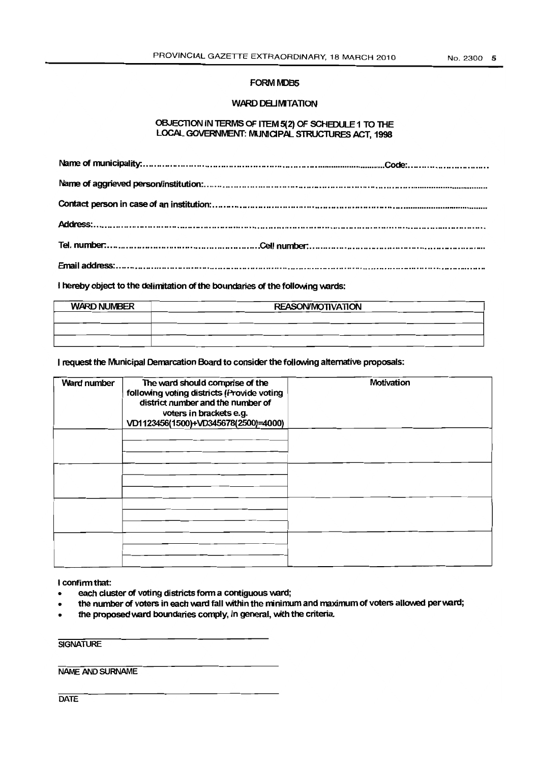# FORM MDB5

## WARD DELIMITATION

### OBJECTION IN TERMS OF ITEM 5(2) OF SCHEDULE 1 TO THE LOCAL GOVERNMENT: MUNICIPAL STRUCTURES ACT, 1998

Name of municipality:..........................................................................................Code:..............................

Name of aggrieved person/institution:...............................................................................................................

Contact person in case of an institution:...........................................................................................................

Address:..................................................................................................................................................

Tel. number:.....................................................Cell number:..............................................................

Email address:...........................................................................................................................................

I hereby object to the delimitation of the boundaries of the following wards:

| WARD NUMBER | REASON/MOTIVATION |
|---|---|
| | |
| | |
| | |

I request the Municipal Demarcation Board to consider the following alternative proposals:

| Ward number | The ward should comprise of the following voting districts (Provide voting district number and the number of voters in brackets e.g. VD1123456(1500)+VD345678(2500)=4000) | Motivation |
|---|---|---|
| | | |
| | | |
| | | |
| | | |
| | | |
| | | |
| | | |
| | | |
| | | |
| | | |
| | | |
| | | |

I confirm that:

- each cluster of voting districts form a contiguous ward;
- the number of voters in each ward fall within the minimum and maximum of voters allowed per ward;
- the proposed ward boundaries comply, in general, with the criteria.

______________________________
SIGNATURE

______________________________
NAME AND SURNAME

______________________________
DATE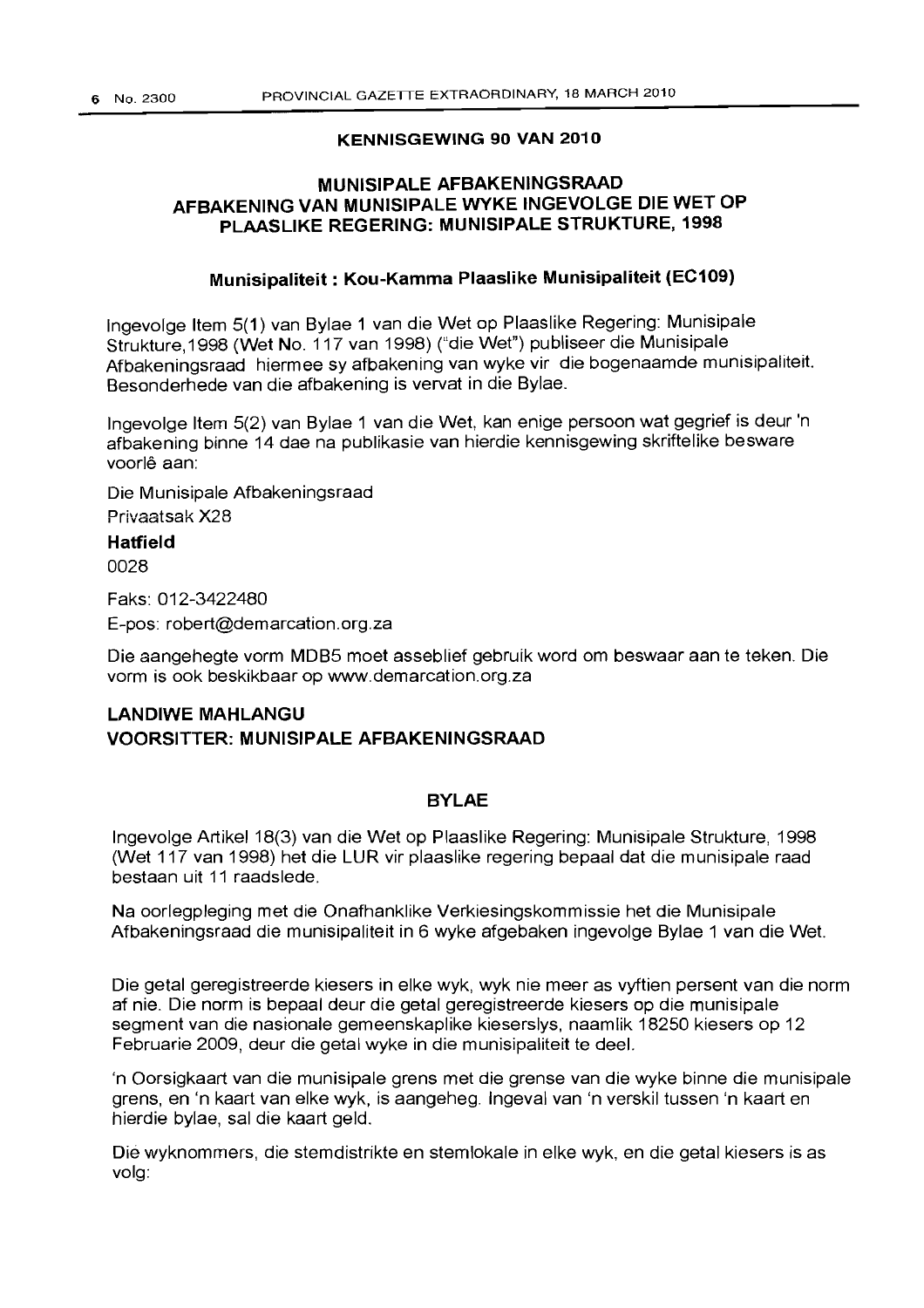## KENNISGEWING 90 VAN 2010

## MUNISIPALE AFBAKENINGSRAAD AFBAKENING VAN MUNISIPALE WYKE INGEVOLGE DIE WET OP PLAASLIKE REGERING: MUNISIPALE STRUKTURE, 1998

### Munisipaliteit : Kou-Kamma Plaaslike Munisipaliteit (EC109)

Ingevolge Item 5(1) van Bylae 1 van die Wet op Plaaslike Regering: Munisipale Strukture,1998 (Wet No. 117 van 1998) ("die Wet") publiseer die Munisipale Afbakeningsraad hiermee sy afbakening van wyke vir die bogenaamde munisipaliteit. Besonderhede van die afbakening is vervat in die Bylae.

Ingevolge Item 5(2) van Bylae 1 van die Wet, kan enige persoon wat gegrief is deur 'n afbakening binne 14 dae na publikasie van hierdie kennisgewing skriftelike besware voorlê aan:

Die Munisipale Afbakeningsraad
Privaatsak X28
**Hatfield**
0028

Faks: 012-3422480
E-pos: robert@demarcation.org.za

Die aangehegte vorm MDB5 moet asseblief gebruik word om beswaar aan te teken. Die vorm is ook beskikbaar op www.demarcation.org.za

**LANDIWE MAHLANGU**
**VOORSITTER: MUNISIPALE AFBAKENINGSRAAD**

## BYLAE

Ingevolge Artikel 18(3) van die Wet op Plaaslike Regering: Munisipale Strukture, 1998 (Wet 117 van 1998) het die LUR vir plaaslike regering bepaal dat die munisipale raad bestaan uit 11 raadslede.

Na oorlegpleging met die Onafhanklike Verkiesingskommissie het die Munisipale Afbakeningsraad die munisipaliteit in 6 wyke afgebaken ingevolge Bylae 1 van die Wet.

Die getal geregistreerde kiesers in elke wyk, wyk nie meer as vyftien persent van die norm af nie. Die norm is bepaal deur die getal geregistreerde kiesers op die munisipale segment van die nasionale gemeenskaplike kieserslys, naamlik 18250 kiesers op 12 Februarie 2009, deur die getal wyke in die munisipaliteit te deel.

'n Oorsigkaart van die munisipale grens met die grense van die wyke binne die munisipale grens, en 'n kaart van elke wyk, is aangeheg. Ingeval van 'n verskil tussen 'n kaart en hierdie bylae, sal die kaart geld.

Die wyknommers, die stemdistrikte en stemlokale in elke wyk, en die getal kiesers is as volg: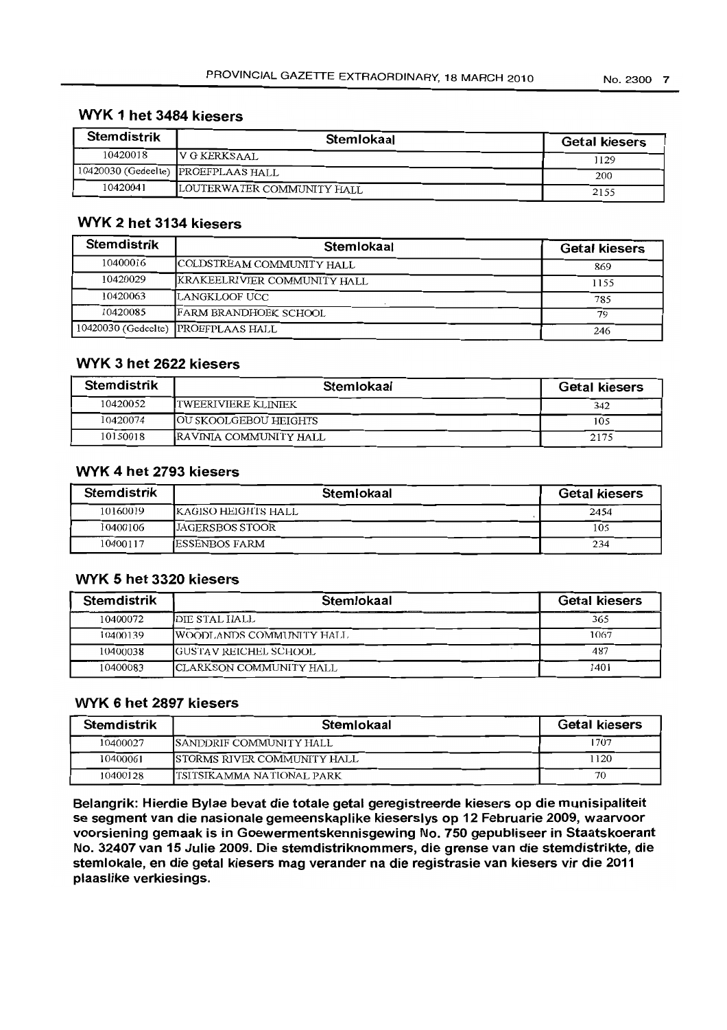## WYK 1 het 3484 kiesers

| Stemdistrik | Stemlokaal | Getal kiesers |
|---|---|---|
| 10420018 | V G KERKSAAL | 1129 |
| 10420030 (Gedeelte) | PROEFPLAAS HALL | 200 |
| 10420041 | LOUTERWATER COMMUNITY HALL | 2155 |

## WYK 2 het 3134 kiesers

| Stemdistrik | Stemlokaal | Getal kiesers |
|---|---|---|
| 10400016 | COLDSTREAM COMMUNITY HALL | 869 |
| 10420029 | KRAKEELRIVIER COMMUNITY HALL | 1155 |
| 10420063 | LANGKLOOF UCC | 785 |
| 10420085 | FARM BRANDHOEK SCHOOL | 79 |
| 10420030 (Gedeelte) | PROEFPLAAS HALL | 246 |

## WYK 3 het 2622 kiesers

| Stemdistrik | Stemlokaal | Getal kiesers |
|---|---|---|
| 10420052 | TWEERIVIERE KLINIEK | 342 |
| 10420074 | OU SKOOLGEBOU HEIGHTS | 105 |
| 10150018 | RAVINIA COMMUNITY HALL | 2175 |

## WYK 4 het 2793 kiesers

| Stemdistrik | Stemlokaal | Getal kiesers |
|---|---|---|
| 10160019 | KAGISO HEIGHTS HALL | 2454 |
| 10400106 | JAGERSBOS STOOR | 105 |
| 10400117 | ESSENBOS FARM | 234 |

## WYK 5 het 3320 kiesers

| Stemdistrik | Stemlokaal | Getal kiesers |
|---|---|---|
| 10400072 | DIE STAL HALL | 365 |
| 10400139 | WOODLANDS COMMUNITY HALL | 1067 |
| 10400038 | GUSTAV REICHEL SCHOOL | 487 |
| 10400083 | CLARKSON COMMUNITY HALL | 1401 |

## WYK 6 het 2897 kiesers

| Stemdistrik | Stemlokaal | Getal kiesers |
|---|---|---|
| 10400027 | SANDDRIF COMMUNITY HALL | 1707 |
| 10400061 | STORMS RIVER COMMUNITY HALL | 1120 |
| 10400128 | TSITSIKAMMA NATIONAL PARK | 70 |

**Belangrik: Hierdie Bylae bevat die totale getal geregistreerde kiesers op die munisipaliteit se segment van die nasionale gemeenskaplike kieserslys op 12 Februarie 2009, waarvoor voorsiening gemaak is in Goewermentskennisgewing No. 750 gepubliseer in Staatskoerant No. 32407 van 15 Julie 2009. Die stemdistriknommers, die grense van die stemdistrikte, die stemlokale, en die getal kiesers mag verander na die registrasie van kiesers vir die 2011 plaaslike verkiesings.**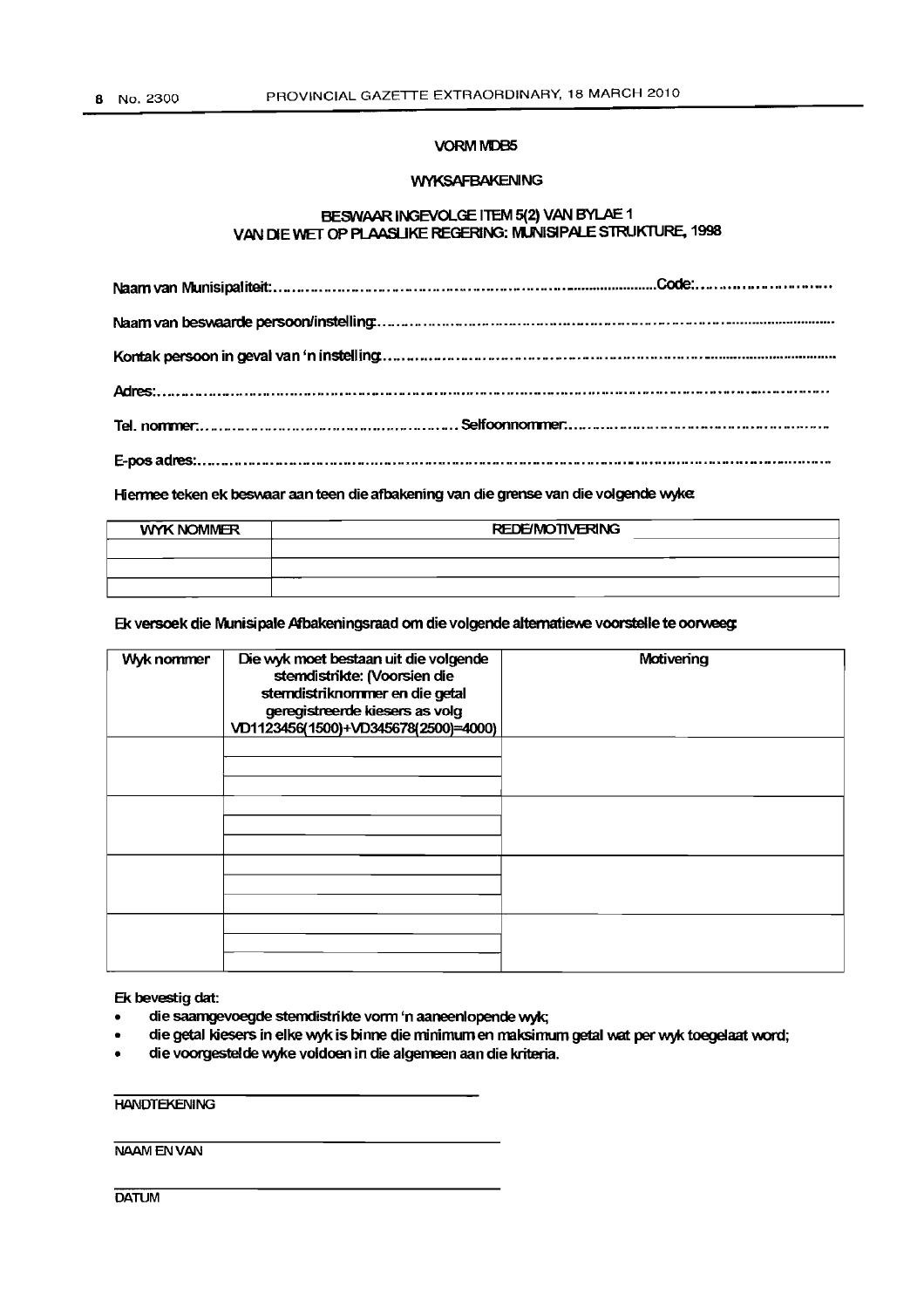**VORM MDB5**

**WYKSAFBAKENING**

**BESWAAR INGEVOLGE ITEM 5(2) VAN BYLAE 1**
**VAN DIE WET OP PLAASLIKE REGERING: MUNISIPALE STRUKTURE, 1998**

Naam van Munisipaliteit:.................................................................................................Code:..............................

Naam van beswaarde persoon/instelling:..............................................................................................................

Kontak persoon in geval van 'n instelling:.............................................................................................................

Adres:.................................................................................................................................................................

Tel. nommer:..................................................... Selfoonnommer:..........................................................

E-pos adres:........................................................................................................................................................

Hiermee teken ek beswaar aan teen die afbakening van die grense van die volgende wyke:

| WYK NOMMER | REDE/MOTIVERING |
|---|---|
| | |
| | |
| | |

Ek versoek die Munisipale Afbakeningsraad om die volgende alternatiewe voorstelle te oorweeg:

| Wyk nommer | Die wyk moet bestaan uit die volgende stemdistrikte: (Voorsien die stemdistriknommer en die getal geregistreerde kiesers as volg VD1123456(1500)+VD345678(2500)=4000) | Motivering |
|---|---|---|
| | | |
| | | |
| | | |
| | | |
| | | |
| | | |
| | | |
| | | |
| | | |
| | | |
| | | |
| | | |

Ek bevestig dat:

- die saamgevoegde stemdistrikte vorm 'n aaneenlopende wyk;
- die getal kiesers in elke wyk is binne die minimum en maksimum getal wat per wyk toegelaat word;
- die voorgestelde wyke voldoen in die algemeen aan die kriteria.

______________________________
HANDTEKENING

______________________________
NAAM EN VAN

______________________________
DATUM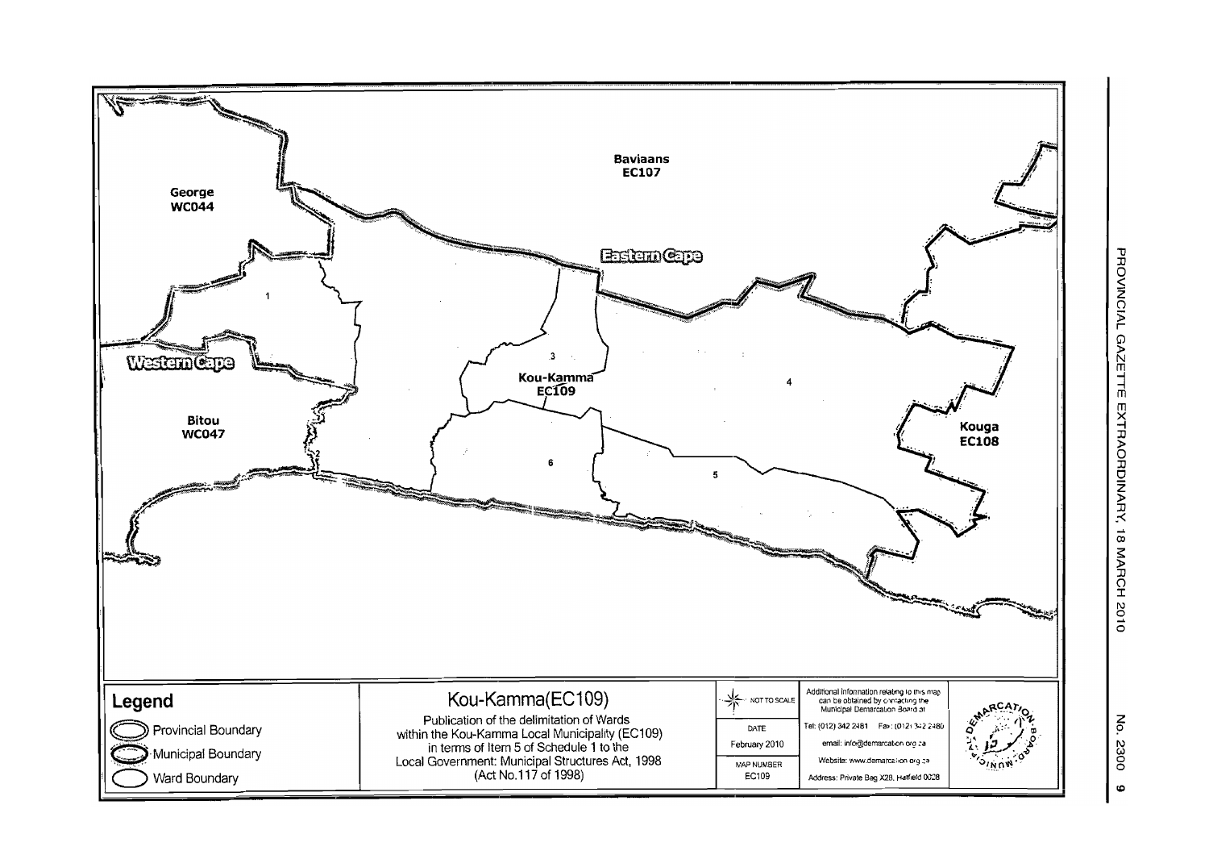Baviaans
EC107

George
WC044

Eastern Cape

Western Cape

Kou-Kamma
EC109

Bitou
WC047

Kouga
EC108

1

3

4

5

6

## Legend

Provincial Boundary

Municipal Boundary

Ward Boundary

# Kou-Kamma(EC109)

Publication of the delimitation of Wards within the Kou-Kamma Local Municipality (EC109) in terms of Item 5 of Schedule 1 to the Local Government: Municipal Structures Act, 1998 (Act No.117 of 1998)

NOT TO SCALE

DATE
February 2010

MAP NUMBER
EC109

Additional information relating to this map can be obtained by contacting the Municipal Demarcation Board at:

Tel: (012) 342 2481 Fax: (012) 342 2480

email: info@demarcation.org.za

Website: www.demarcation.org.za

Address: Private Bag X28, Hatfield 0028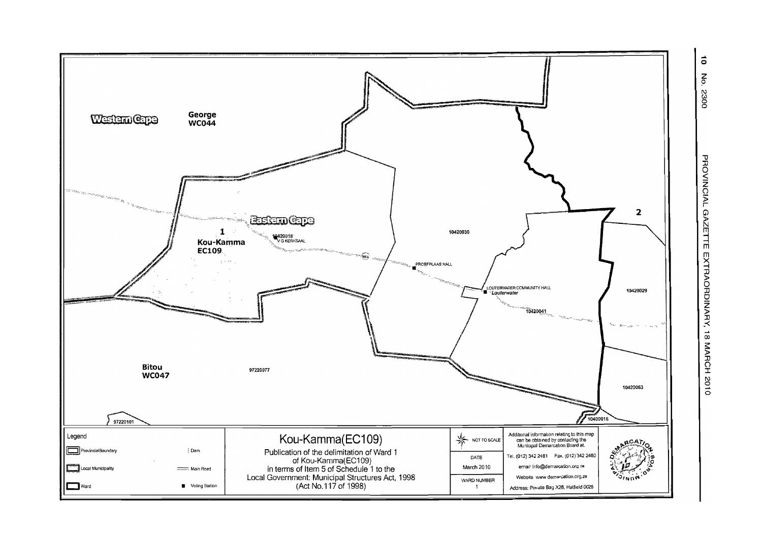Western Cape

George
WC044

Eastern Cape

1
Kou-Kamma
EC109

10420018
V G KERKSAAL

R62

10420030

PROEFPLAAS HALL

LOUTERWATER COMMUNITY HALL
*Louterwater*

10420041

2

10420029

Bitou
WC047

97220077

10420063

97220101

10400016

Legend

- Provincial Boundary
- Local Municipality
- Ward
- Dam
- Main Road
- Voting Station

# Kou-Kamma(EC109)

Publication of the delimitation of Ward 1
of Kou-Kamma(EC109)
in terms of Item 5 of Schedule 1 to the
Local Government: Municipal Structures Act, 1998
(Act No.117 of 1998)

NOT TO SCALE

DATE
March 2010

WARD NUMBER
1

Additional information relating to this map can be obtained by contacting the Municipal Demarcation Board at:

Tel. (012) 342 2481 Fax. (012) 342 2480

email: info@demarcation.org.za

Website: www.demarcation.org.za

Address: Private Bag X28, Hatfield 0028

MUNICIPAL DEMARCATION BOARD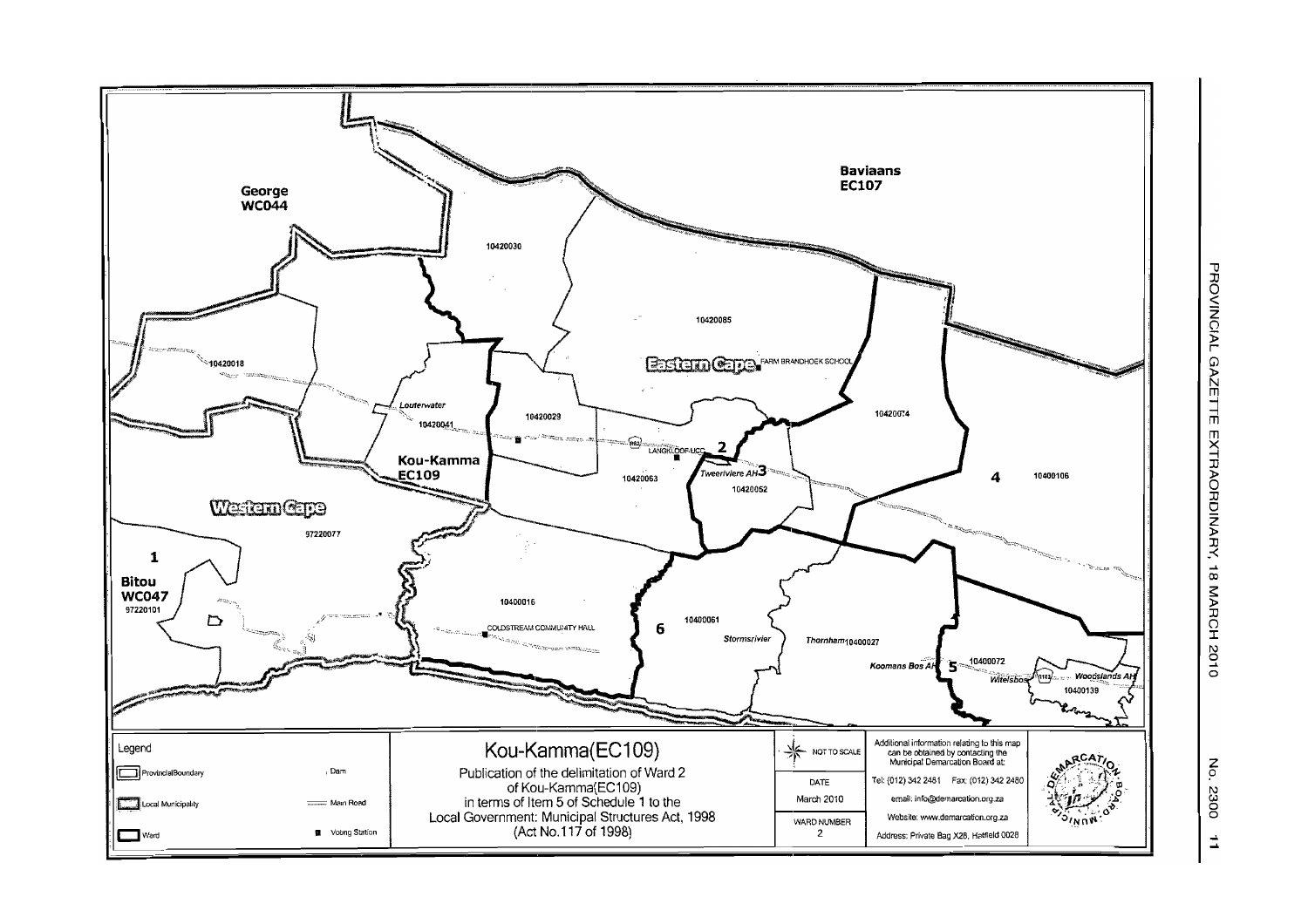Baviaans
EC107

George
WC044

10420030

10420085

10420018

Eastern Cape

FARM BRANDHOEK SCHOOL

Louterwater

10420041

10420029

10420074

LANGKLOOF-UCC

2

Kou-Kamma
EC109

10420063

Tweerivere AH

3

4

10400106

10420052

Western Cape

97220077

1

Bitou
WC047

97220101

10400016

COLDSTREAM COMMUNITY HALL

10400061

6

Stormsrivier

Thornham

10400027

Koomans Bos AH

5

10400072

Witelsbos

Woodslands AH

10400139

Legend

| Symbol | Meaning |
| --- | --- |
| | ProvincialBoundary |
| | Local Municipality |
| | Ward |
| | Dam |
| | Main Road |
| ■ | Voting Station |

# Kou-Kamma(EC109)

Publication of the delimitation of Ward 2 of Kou-Kamma(EC109) in terms of Item 5 of Schedule 1 to the Local Government: Municipal Structures Act, 1998 (Act No.117 of 1998)

NOT TO SCALE

DATE
March 2010

WARD NUMBER
2

Additional information relating to this map can be obtained by contacting the Municipal Demarcation Board at:

Tel: (012) 342 2481 Fax: (012) 342 2480

email: info@demarcation.org.za

Website: www.demarcation.org.za

Address: Private Bag X28, Hatfield 0028

MUNICIPAL DEMARCATION BOARD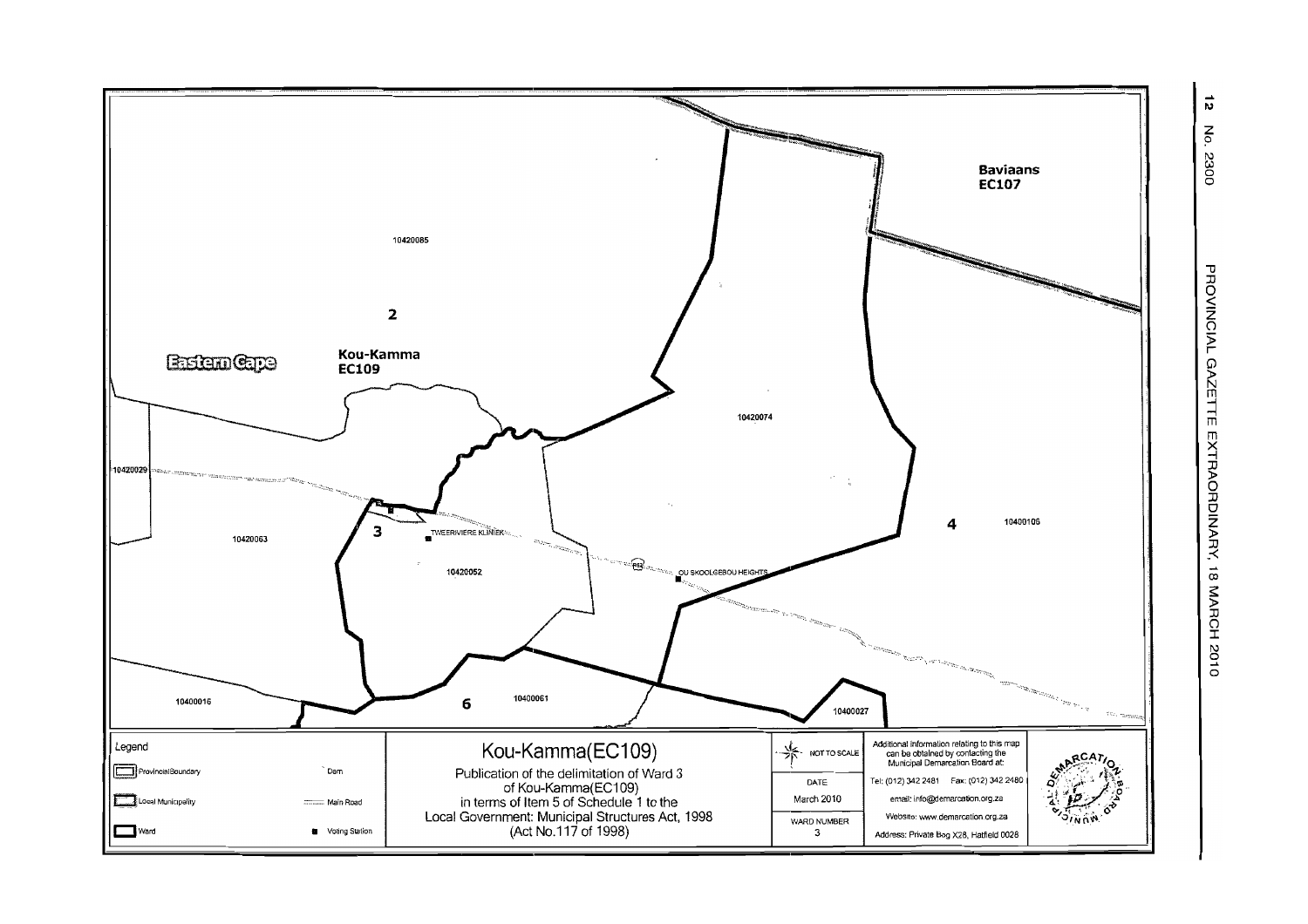Baviaans
EC107

10420085

2

Eastern Cape

Kou-Kamma
EC109

10420074

10420029

3

TWEERIVIERE KLINIEK

4

10400106

10420063

10420052

OU SKOOLGEBOU HEIGHTS

10400016

6

10400061

10400027

| Legend | | |
|---|---|---|
| Provincial Boundary | Dam | |
| Local Municipality | Main Road | |
| Ward | Voting Station | |

# Kou-Kamma(EC109)

Publication of the delimitation of Ward 3 of Kou-Kamma(EC109) in terms of Item 5 of Schedule 1 to the Local Government: Municipal Structures Act, 1998 (Act No.117 of 1998)

NOT TO SCALE

| DATE | March 2010 |
|---|---|
| WARD NUMBER | 3 |

Additional information relating to this map can be obtained by contacting the Municipal Demarcation Board at:

Tel: (012) 342 2481 Fax: (012) 342 2480

email: info@demarcation.org.za

Website: www.demarcation.org.za

Address: Private Bag X28, Hatfield 0028

MUNICIPAL DEMARCATION BOARD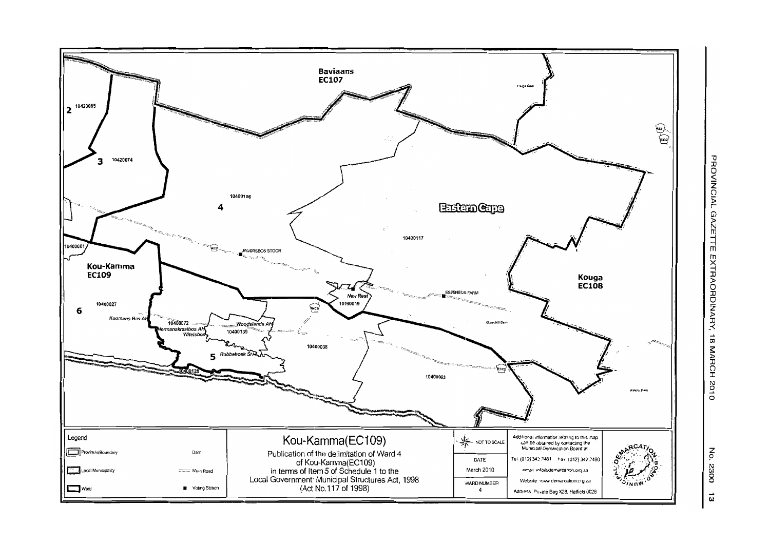Baviaans
EC107

2 10420085

3 10420074

10400106
4

Eastern Cape

10400117

10400061

JAGERSBOS STOOR

Kou-Kamma
EC109

Kouga
EC108

New Rest
10160019

ESSENBOS FARM

6 10400027

Koomans Bos AH

10400072
Hermanskraalbos AH
Witelsbos

Woodlands AH
10400139

10400038

5 Robbehoek SH

10400128

10400083

Legend

- Provincial Boundary
- Local Municipality
- Ward
- Dam
- Main Road
- Voting Station

# Kou-Kamma(EC109)

Publication of the delimitation of Ward 4 of Kou-Kamma(EC109) in terms of Item 5 of Schedule 1 to the Local Government: Municipal Structures Act, 1998 (Act No.117 of 1998)

NOT TO SCALE

DATE
March 2010

WARD NUMBER
4

Additional information relating to this map can be obtained by contacting the Municipal Demarcation Board at

Tel (012) 342 2481 Fax (012) 342 2480

email info@demarcation.org.za

Website www.demarcation.org.za

Address Private Bag X28, Hatfield 0028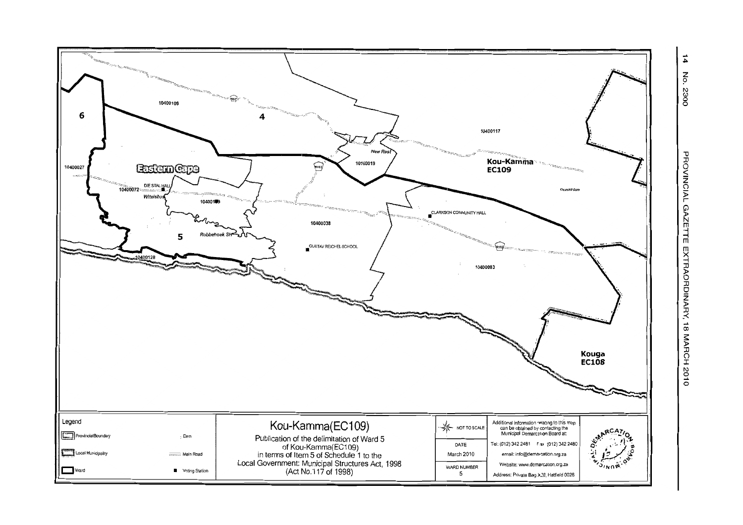10400106

4

6

10400117

New Rest

10400019

Kou-Kamma
EC109

10400027

Eastern Cape

DIE STAL HALL

10400072

Witelsbos

10400109

Churchill Dam

CLARKSON COMMUNITY HALL

10400038

5

Robbehoek SH

GUSTAV REICHEL SCHOOL

10400128

10400083

Kouga
EC108

**Legend**

- Provincial Boundary
- Local Municipality
- Ward
- Dam
- Main Road
- Voting Station

## Kou-Kamma(EC109)

Publication of the delimitation of Ward 5 of Kou-Kamma(EC109) in terms of Item 5 of Schedule 1 to the Local Government: Municipal Structures Act, 1998 (Act No.117 of 1998)

NOT TO SCALE

| DATE | March 2010 |
|---|---|
| WARD NUMBER | 5 |

Additional information relating to this map can be obtained by contacting the Municipal Demarcation Board at:

Tel: (012) 342 2481 Fax (012) 342 2480

email: info@demarcation.org.za

Website: www.demarcation.org.za

Address: Private Bag X28, Hatfield 0028

MUNICIPAL DEMARCATION BOARD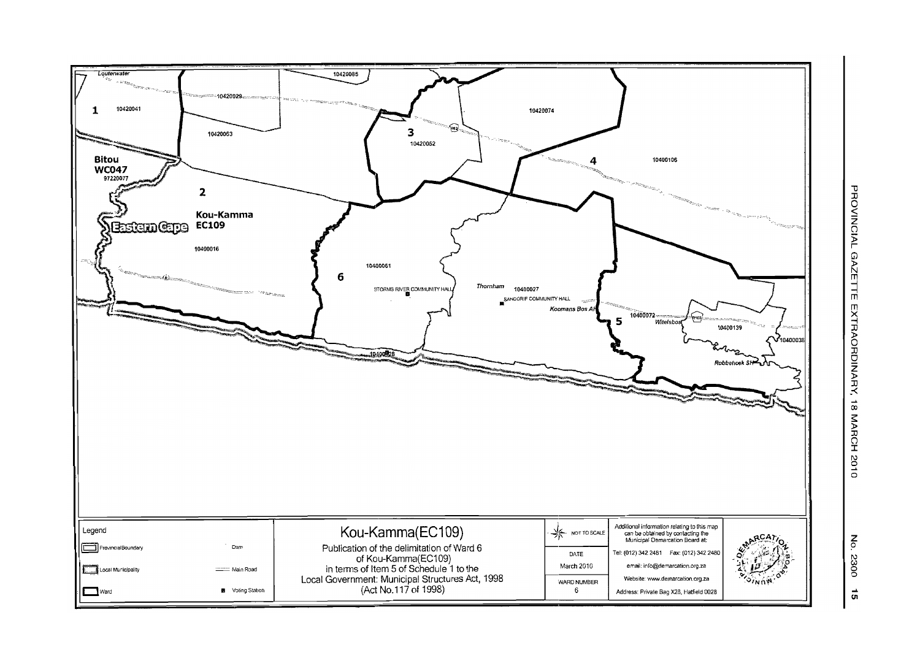Louterwater

1 10420041

10420029

10420085

10420063

3
10420052

10420074

4

10400106

Bitou
WC047
97220077

2

Kou-Kamma
EC109

Eastern Cape

10400016

6

10400061

STORMS RIVER COMMUNITY HALL

Thornham 10400027

SANDDRIF COMMUNITY HALL

Koomans Bos AH

5

10400072

Witelsbos

10400139

10400038

Robbehoek SH

10400028

Legend

Provincial Boundary

Local Municipality

Ward

Dam

Main Road

Voting Station

# Kou-Kamma(EC109)

Publication of the delimitation of Ward 6 of Kou-Kamma(EC109) in terms of Item 5 of Schedule 1 to the Local Government: Municipal Structures Act, 1998 (Act No.117 of 1998)

NOT TO SCALE

DATE
March 2010

WARD NUMBER
6

Additional information relating to this map can be obtained by contacting the Municipal Demarcation Board at:

Tel: (012) 342 2481 Fax: (012) 342 2480

email: info@demarcation.org.za

Website: www.demarcation.org.za

Address: Private Bag X28, Hatfield 0028